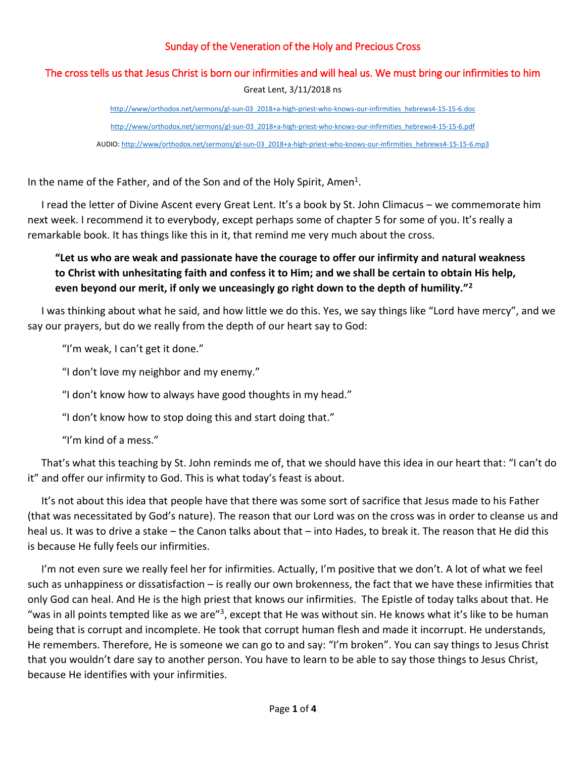# Sunday of the Veneration of the Holy and Precious Cross

## The cross tells us that Jesus Christ is born our infirmities and will heal us. We must bring our infirmities to him

Great Lent, 3/11/2018 ns

http://www/orthodox.net/sermons/gl-sun-03_2018+a-high-priest-who-knows-our-infirmities_hebrews4-15-15-6.doc

http://www/orthodox.net/sermons/gl-sun-03_2018+a-high-priest-who-knows-our-infirmities_hebrews4-15-15-6.pdf

AUDIO: http://www/orthodox.net/sermons/gl-sun-03_2018+a-high-priest-who-knows-our-infirmities_hebrews4-15-15-6.mp3

In the name of the Father, and of the Son and of the Holy Spirit, Amen[1].

I read the letter of Divine Ascent every Great Lent. It's a book by St. John Climacus – we commemorate him next week. I recommend it to everybody, except perhaps some of chapter 5 for some of you. It's really a remarkable book. It has things like this in it, that remind me very much about the cross.

> **"Let us who are weak and passionate have the courage to offer our infirmity and natural weakness to Christ with unhesitating faith and confess it to Him; and we shall be certain to obtain His help, even beyond our merit, if only we unceasingly go right down to the depth of humility."[2]**

I was thinking about what he said, and how little we do this. Yes, we say things like "Lord have mercy", and we say our prayers, but do we really from the depth of our heart say to God:

"I'm weak, I can't get it done."

"I don't love my neighbor and my enemy."

"I don't know how to always have good thoughts in my head."

"I don't know how to stop doing this and start doing that."

"I'm kind of a mess."

That's what this teaching by St. John reminds me of, that we should have this idea in our heart that: "I can't do it" and offer our infirmity to God. This is what today's feast is about.

It's not about this idea that people have that there was some sort of sacrifice that Jesus made to his Father (that was necessitated by God's nature). The reason that our Lord was on the cross was in order to cleanse us and heal us. It was to drive a stake – the Canon talks about that – into Hades, to break it. The reason that He did this is because He fully feels our infirmities.

I'm not even sure we really feel her for infirmities. Actually, I'm positive that we don't. A lot of what we feel such as unhappiness or dissatisfaction – is really our own brokenness, the fact that we have these infirmities that only God can heal. And He is the high priest that knows our infirmities. The Epistle of today talks about that. He "was in all points tempted like as we are"[3], except that He was without sin. He knows what it's like to be human being that is corrupt and incomplete. He took that corrupt human flesh and made it incorrupt. He understands, He remembers. Therefore, He is someone we can go to and say: "I'm broken". You can say things to Jesus Christ that you wouldn't dare say to another person. You have to learn to be able to say those things to Jesus Christ, because He identifies with your infirmities.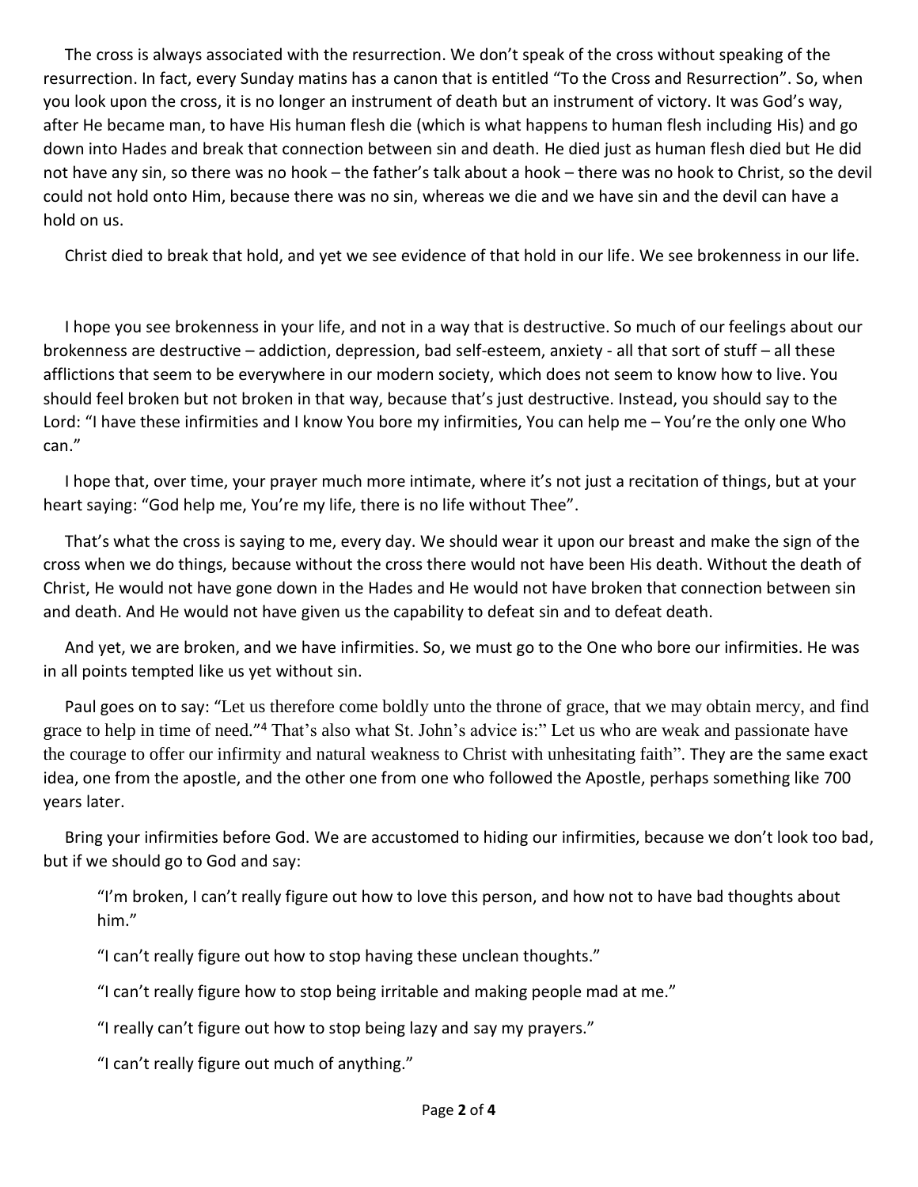The cross is always associated with the resurrection. We don't speak of the cross without speaking of the resurrection. In fact, every Sunday matins has a canon that is entitled "To the Cross and Resurrection". So, when you look upon the cross, it is no longer an instrument of death but an instrument of victory. It was God's way, after He became man, to have His human flesh die (which is what happens to human flesh including His) and go down into Hades and break that connection between sin and death. He died just as human flesh died but He did not have any sin, so there was no hook – the father's talk about a hook – there was no hook to Christ, so the devil could not hold onto Him, because there was no sin, whereas we die and we have sin and the devil can have a hold on us.

Christ died to break that hold, and yet we see evidence of that hold in our life. We see brokenness in our life.

I hope you see brokenness in your life, and not in a way that is destructive. So much of our feelings about our brokenness are destructive – addiction, depression, bad self-esteem, anxiety - all that sort of stuff – all these afflictions that seem to be everywhere in our modern society, which does not seem to know how to live. You should feel broken but not broken in that way, because that's just destructive. Instead, you should say to the Lord: "I have these infirmities and I know You bore my infirmities, You can help me – You're the only one Who can."

I hope that, over time, your prayer much more intimate, where it's not just a recitation of things, but at your heart saying: "God help me, You're my life, there is no life without Thee".

That's what the cross is saying to me, every day. We should wear it upon our breast and make the sign of the cross when we do things, because without the cross there would not have been His death. Without the death of Christ, He would not have gone down in the Hades and He would not have broken that connection between sin and death. And He would not have given us the capability to defeat sin and to defeat death.

And yet, we are broken, and we have infirmities. So, we must go to the One who bore our infirmities. He was in all points tempted like us yet without sin.

Paul goes on to say: "Let us therefore come boldly unto the throne of grace, that we may obtain mercy, and find grace to help in time of need."[4] That's also what St. John's advice is:" Let us who are weak and passionate have the courage to offer our infirmity and natural weakness to Christ with unhesitating faith". They are the same exact idea, one from the apostle, and the other one from one who followed the Apostle, perhaps something like 700 years later.

Bring your infirmities before God. We are accustomed to hiding our infirmities, because we don't look too bad, but if we should go to God and say:

> "I'm broken, I can't really figure out how to love this person, and how not to have bad thoughts about him."
>
> "I can't really figure out how to stop having these unclean thoughts."
>
> "I can't really figure how to stop being irritable and making people mad at me."
>
> "I really can't figure out how to stop being lazy and say my prayers."
>
> "I can't really figure out much of anything."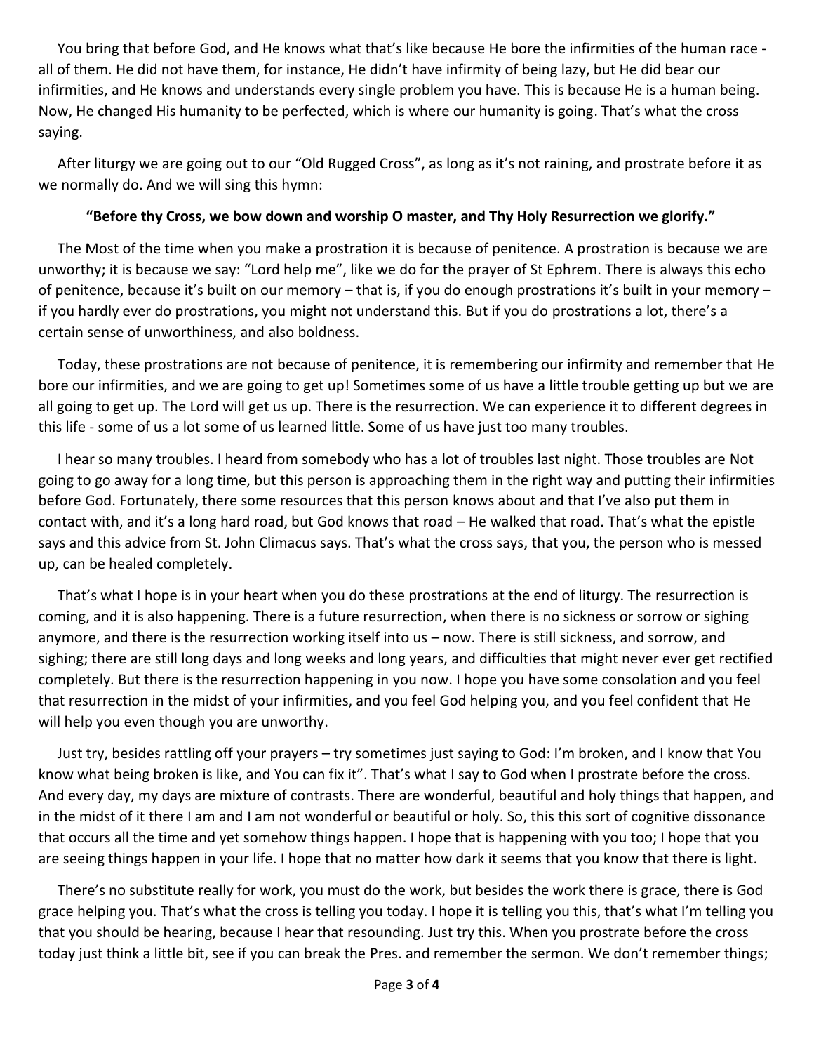You bring that before God, and He knows what that's like because He bore the infirmities of the human race - all of them. He did not have them, for instance, He didn't have infirmity of being lazy, but He did bear our infirmities, and He knows and understands every single problem you have. This is because He is a human being. Now, He changed His humanity to be perfected, which is where our humanity is going. That's what the cross saying.

After liturgy we are going out to our "Old Rugged Cross", as long as it's not raining, and prostrate before it as we normally do. And we will sing this hymn:

**"Before thy Cross, we bow down and worship O master, and Thy Holy Resurrection we glorify."**

The Most of the time when you make a prostration it is because of penitence. A prostration is because we are unworthy; it is because we say: "Lord help me", like we do for the prayer of St Ephrem. There is always this echo of penitence, because it's built on our memory – that is, if you do enough prostrations it's built in your memory – if you hardly ever do prostrations, you might not understand this. But if you do prostrations a lot, there's a certain sense of unworthiness, and also boldness.

Today, these prostrations are not because of penitence, it is remembering our infirmity and remember that He bore our infirmities, and we are going to get up! Sometimes some of us have a little trouble getting up but we are all going to get up. The Lord will get us up. There is the resurrection. We can experience it to different degrees in this life - some of us a lot some of us learned little. Some of us have just too many troubles.

I hear so many troubles. I heard from somebody who has a lot of troubles last night. Those troubles are Not going to go away for a long time, but this person is approaching them in the right way and putting their infirmities before God. Fortunately, there some resources that this person knows about and that I've also put them in contact with, and it's a long hard road, but God knows that road – He walked that road. That's what the epistle says and this advice from St. John Climacus says. That's what the cross says, that you, the person who is messed up, can be healed completely.

That's what I hope is in your heart when you do these prostrations at the end of liturgy. The resurrection is coming, and it is also happening. There is a future resurrection, when there is no sickness or sorrow or sighing anymore, and there is the resurrection working itself into us – now. There is still sickness, and sorrow, and sighing; there are still long days and long weeks and long years, and difficulties that might never ever get rectified completely. But there is the resurrection happening in you now. I hope you have some consolation and you feel that resurrection in the midst of your infirmities, and you feel God helping you, and you feel confident that He will help you even though you are unworthy.

Just try, besides rattling off your prayers – try sometimes just saying to God: I'm broken, and I know that You know what being broken is like, and You can fix it". That's what I say to God when I prostrate before the cross. And every day, my days are mixture of contrasts. There are wonderful, beautiful and holy things that happen, and in the midst of it there I am and I am not wonderful or beautiful or holy. So, this this sort of cognitive dissonance that occurs all the time and yet somehow things happen. I hope that is happening with you too; I hope that you are seeing things happen in your life. I hope that no matter how dark it seems that you know that there is light.

There's no substitute really for work, you must do the work, but besides the work there is grace, there is God grace helping you. That's what the cross is telling you today. I hope it is telling you this, that's what I'm telling you that you should be hearing, because I hear that resounding. Just try this. When you prostrate before the cross today just think a little bit, see if you can break the Pres. and remember the sermon. We don't remember things;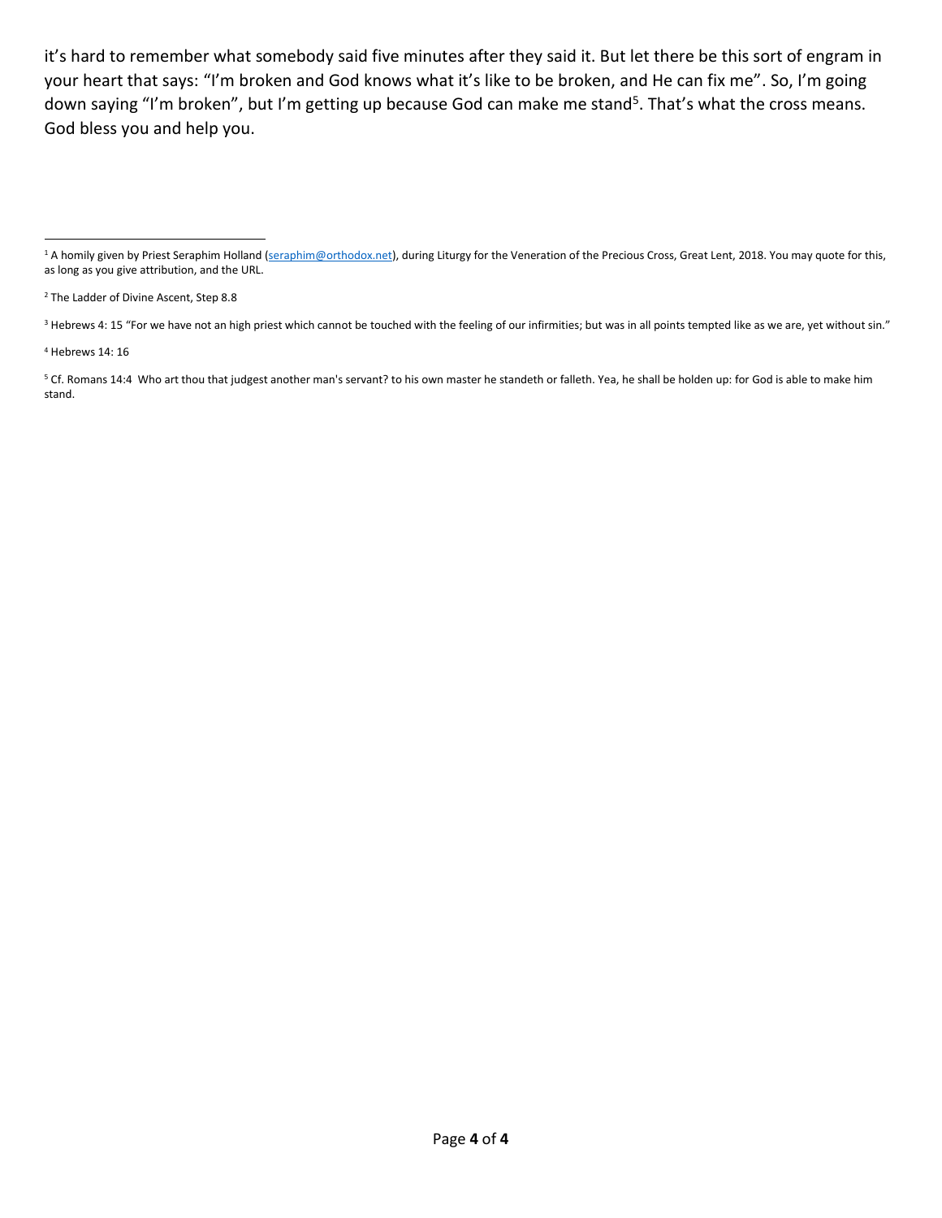it’s hard to remember what somebody said five minutes after they said it. But let there be this sort of engram in your heart that says: “I’m broken and God knows what it’s like to be broken, and He can fix me”. So, I’m going down saying “I’m broken”, but I’m getting up because God can make me stand[5]. That’s what the cross means. God bless you and help you.

---

[1] A homily given by Priest Seraphim Holland (seraphim@orthodox.net), during Liturgy for the Veneration of the Precious Cross, Great Lent, 2018. You may quote for this, as long as you give attribution, and the URL.

[2] The Ladder of Divine Ascent, Step 8.8

[3] Hebrews 4: 15 “For we have not an high priest which cannot be touched with the feeling of our infirmities; but was in all points tempted like as we are, yet without sin.”

[4] Hebrews 14: 16

[5] Cf. Romans 14:4 Who art thou that judgest another man's servant? to his own master he standeth or falleth. Yea, he shall be holden up: for God is able to make him stand.